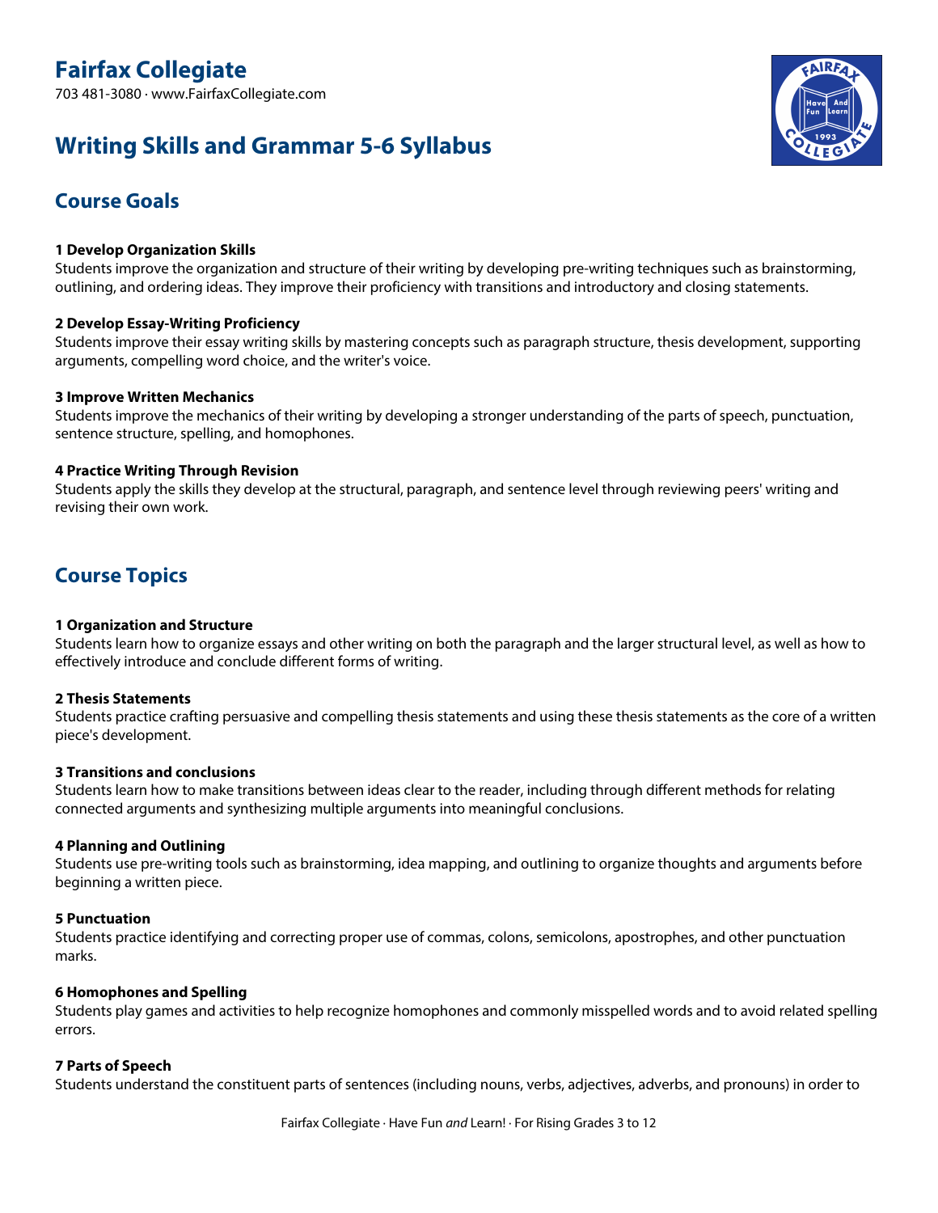# Fairfax Collegiate

703 481-3080 · www.FairfaxCollegiate.com

## Writing Skills and Grammar 5-6 Syllabus

## Course Goals

**1 Develop Organization Skills**
Students improve the organization and structure of their writing by developing pre-writing techniques such as brainstorming, outlining, and ordering ideas. They improve their proficiency with transitions and introductory and closing statements.

**2 Develop Essay-Writing Proficiency**
Students improve their essay writing skills by mastering concepts such as paragraph structure, thesis development, supporting arguments, compelling word choice, and the writer's voice.

**3 Improve Written Mechanics**
Students improve the mechanics of their writing by developing a stronger understanding of the parts of speech, punctuation, sentence structure, spelling, and homophones.

**4 Practice Writing Through Revision**
Students apply the skills they develop at the structural, paragraph, and sentence level through reviewing peers' writing and revising their own work.

## Course Topics

**1 Organization and Structure**
Students learn how to organize essays and other writing on both the paragraph and the larger structural level, as well as how to effectively introduce and conclude different forms of writing.

**2 Thesis Statements**
Students practice crafting persuasive and compelling thesis statements and using these thesis statements as the core of a written piece's development.

**3 Transitions and conclusions**
Students learn how to make transitions between ideas clear to the reader, including through different methods for relating connected arguments and synthesizing multiple arguments into meaningful conclusions.

**4 Planning and Outlining**
Students use pre-writing tools such as brainstorming, idea mapping, and outlining to organize thoughts and arguments before beginning a written piece.

**5 Punctuation**
Students practice identifying and correcting proper use of commas, colons, semicolons, apostrophes, and other punctuation marks.

**6 Homophones and Spelling**
Students play games and activities to help recognize homophones and commonly misspelled words and to avoid related spelling errors.

**7 Parts of Speech**
Students understand the constituent parts of sentences (including nouns, verbs, adjectives, adverbs, and pronouns) in order to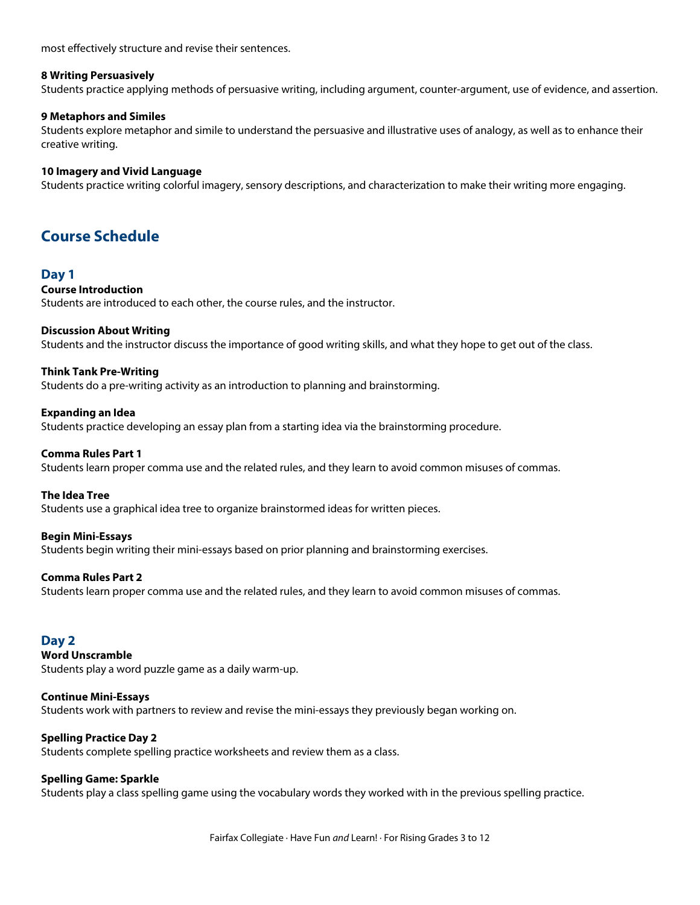most effectively structure and revise their sentences.

**8 Writing Persuasively**
Students practice applying methods of persuasive writing, including argument, counter-argument, use of evidence, and assertion.

**9 Metaphors and Similes**
Students explore metaphor and simile to understand the persuasive and illustrative uses of analogy, as well as to enhance their creative writing.

**10 Imagery and Vivid Language**
Students practice writing colorful imagery, sensory descriptions, and characterization to make their writing more engaging.

## Course Schedule

### Day 1

**Course Introduction**
Students are introduced to each other, the course rules, and the instructor.

**Discussion About Writing**
Students and the instructor discuss the importance of good writing skills, and what they hope to get out of the class.

**Think Tank Pre-Writing**
Students do a pre-writing activity as an introduction to planning and brainstorming.

**Expanding an Idea**
Students practice developing an essay plan from a starting idea via the brainstorming procedure.

**Comma Rules Part 1**
Students learn proper comma use and the related rules, and they learn to avoid common misuses of commas.

**The Idea Tree**
Students use a graphical idea tree to organize brainstormed ideas for written pieces.

**Begin Mini-Essays**
Students begin writing their mini-essays based on prior planning and brainstorming exercises.

**Comma Rules Part 2**
Students learn proper comma use and the related rules, and they learn to avoid common misuses of commas.

### Day 2

**Word Unscramble**
Students play a word puzzle game as a daily warm-up.

**Continue Mini-Essays**
Students work with partners to review and revise the mini-essays they previously began working on.

**Spelling Practice Day 2**
Students complete spelling practice worksheets and review them as a class.

**Spelling Game: Sparkle**
Students play a class spelling game using the vocabulary words they worked with in the previous spelling practice.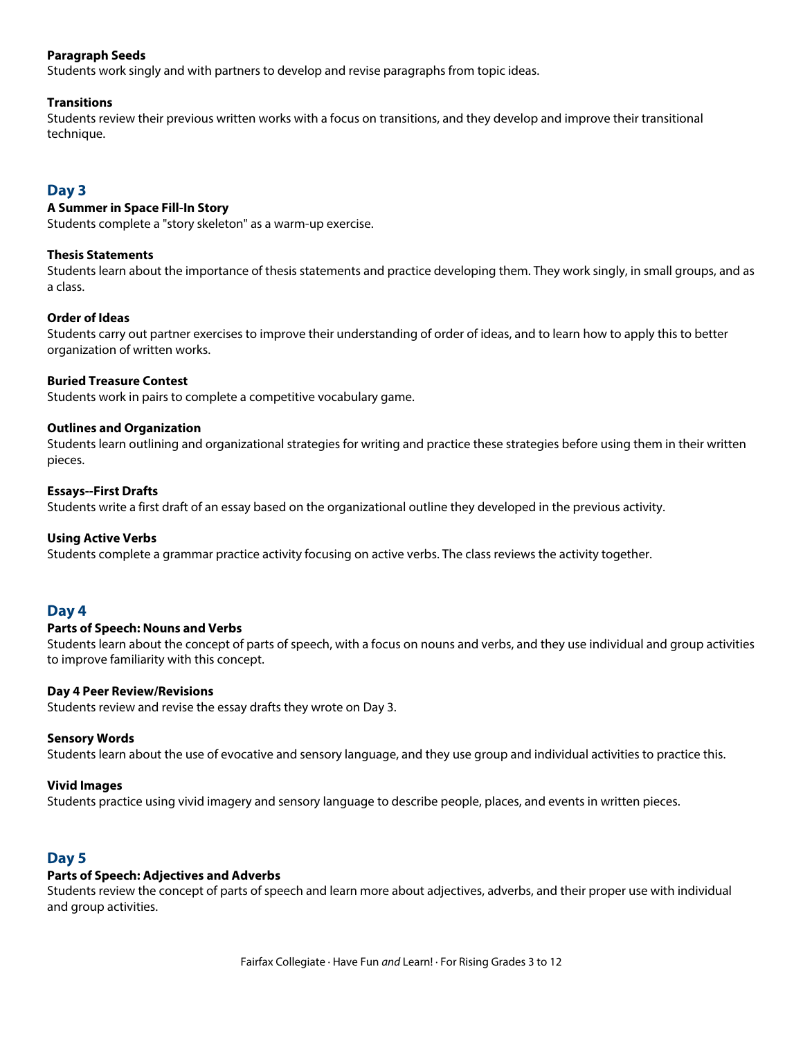**Paragraph Seeds**
Students work singly and with partners to develop and revise paragraphs from topic ideas.

**Transitions**
Students review their previous written works with a focus on transitions, and they develop and improve their transitional technique.

## Day 3

**A Summer in Space Fill-In Story**
Students complete a "story skeleton" as a warm-up exercise.

**Thesis Statements**
Students learn about the importance of thesis statements and practice developing them. They work singly, in small groups, and as a class.

**Order of Ideas**
Students carry out partner exercises to improve their understanding of order of ideas, and to learn how to apply this to better organization of written works.

**Buried Treasure Contest**
Students work in pairs to complete a competitive vocabulary game.

**Outlines and Organization**
Students learn outlining and organizational strategies for writing and practice these strategies before using them in their written pieces.

**Essays--First Drafts**
Students write a first draft of an essay based on the organizational outline they developed in the previous activity.

**Using Active Verbs**
Students complete a grammar practice activity focusing on active verbs. The class reviews the activity together.

## Day 4

**Parts of Speech: Nouns and Verbs**
Students learn about the concept of parts of speech, with a focus on nouns and verbs, and they use individual and group activities to improve familiarity with this concept.

**Day 4 Peer Review/Revisions**
Students review and revise the essay drafts they wrote on Day 3.

**Sensory Words**
Students learn about the use of evocative and sensory language, and they use group and individual activities to practice this.

**Vivid Images**
Students practice using vivid imagery and sensory language to describe people, places, and events in written pieces.

## Day 5

**Parts of Speech: Adjectives and Adverbs**
Students review the concept of parts of speech and learn more about adjectives, adverbs, and their proper use with individual and group activities.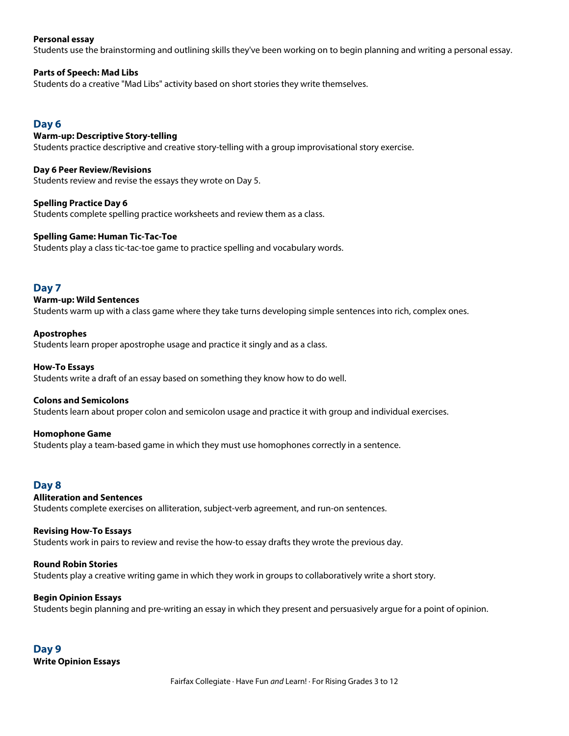**Personal essay**
Students use the brainstorming and outlining skills they've been working on to begin planning and writing a personal essay.

**Parts of Speech: Mad Libs**
Students do a creative "Mad Libs" activity based on short stories they write themselves.

## Day 6

**Warm-up: Descriptive Story-telling**
Students practice descriptive and creative story-telling with a group improvisational story exercise.

**Day 6 Peer Review/Revisions**
Students review and revise the essays they wrote on Day 5.

**Spelling Practice Day 6**
Students complete spelling practice worksheets and review them as a class.

**Spelling Game: Human Tic-Tac-Toe**
Students play a class tic-tac-toe game to practice spelling and vocabulary words.

## Day 7

**Warm-up: Wild Sentences**
Students warm up with a class game where they take turns developing simple sentences into rich, complex ones.

**Apostrophes**
Students learn proper apostrophe usage and practice it singly and as a class.

**How-To Essays**
Students write a draft of an essay based on something they know how to do well.

**Colons and Semicolons**
Students learn about proper colon and semicolon usage and practice it with group and individual exercises.

**Homophone Game**
Students play a team-based game in which they must use homophones correctly in a sentence.

## Day 8

**Alliteration and Sentences**
Students complete exercises on alliteration, subject-verb agreement, and run-on sentences.

**Revising How-To Essays**
Students work in pairs to review and revise the how-to essay drafts they wrote the previous day.

**Round Robin Stories**
Students play a creative writing game in which they work in groups to collaboratively write a short story.

**Begin Opinion Essays**
Students begin planning and pre-writing an essay in which they present and persuasively argue for a point of opinion.

## Day 9

**Write Opinion Essays**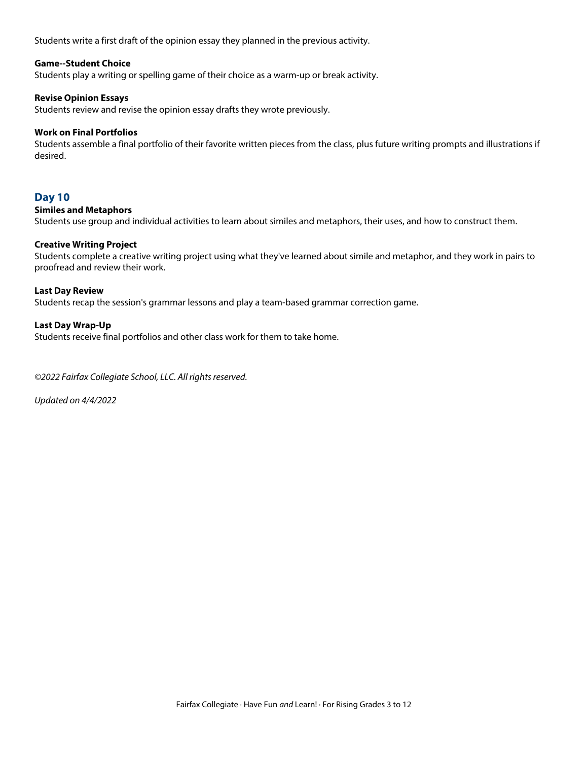Students write a first draft of the opinion essay they planned in the previous activity.

**Game--Student Choice**
Students play a writing or spelling game of their choice as a warm-up or break activity.

**Revise Opinion Essays**
Students review and revise the opinion essay drafts they wrote previously.

**Work on Final Portfolios**
Students assemble a final portfolio of their favorite written pieces from the class, plus future writing prompts and illustrations if desired.

## Day 10

**Similes and Metaphors**
Students use group and individual activities to learn about similes and metaphors, their uses, and how to construct them.

**Creative Writing Project**
Students complete a creative writing project using what they've learned about simile and metaphor, and they work in pairs to proofread and review their work.

**Last Day Review**
Students recap the session's grammar lessons and play a team-based grammar correction game.

**Last Day Wrap-Up**
Students receive final portfolios and other class work for them to take home.

*©2022 Fairfax Collegiate School, LLC. All rights reserved.*

*Updated on 4/4/2022*